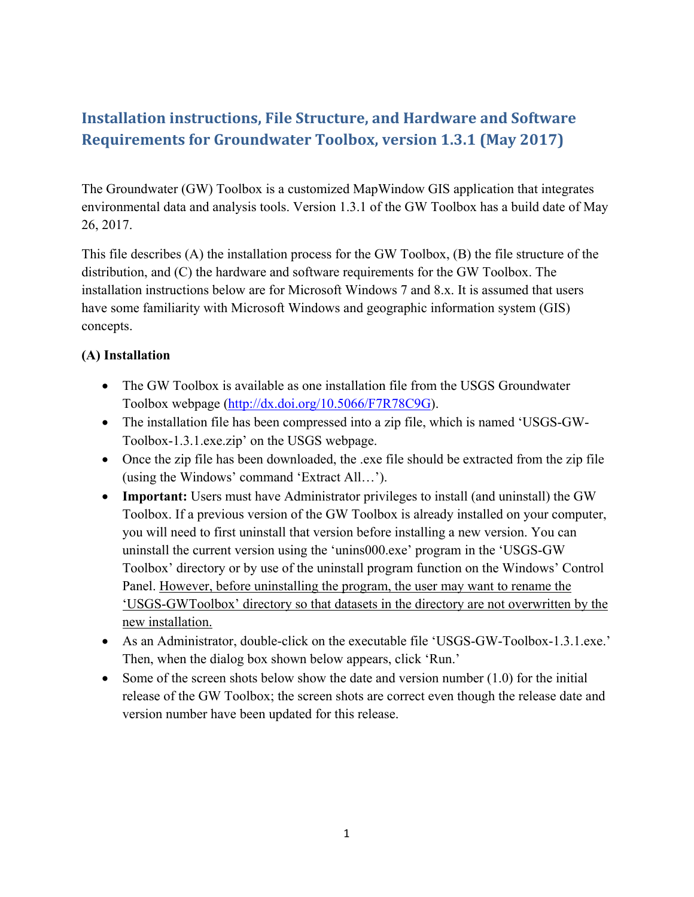# Installation instructions, File Structure, and Hardware and Software Requirements for Groundwater Toolbox, version 1.3.1 (May 2017)

The Groundwater (GW) Toolbox is a customized MapWindow GIS application that integrates environmental data and analysis tools. Version 1.3.1 of the GW Toolbox has a build date of May 26, 2017.

This file describes (A) the installation process for the GW Toolbox, (B) the file structure of the distribution, and (C) the hardware and software requirements for the GW Toolbox. The installation instructions below are for Microsoft Windows 7 and 8.x. It is assumed that users have some familiarity with Microsoft Windows and geographic information system (GIS) concepts.

**(A) Installation**

- The GW Toolbox is available as one installation file from the USGS Groundwater Toolbox webpage ([http://dx.doi.org/10.5066/F7R78C9G](http://dx.doi.org/10.5066/F7R78C9G)).
- The installation file has been compressed into a zip file, which is named 'USGS-GW-Toolbox-1.3.1.exe.zip' on the USGS webpage.
- Once the zip file has been downloaded, the .exe file should be extracted from the zip file (using the Windows' command 'Extract All…').
- **Important:** Users must have Administrator privileges to install (and uninstall) the GW Toolbox. If a previous version of the GW Toolbox is already installed on your computer, you will need to first uninstall that version before installing a new version. You can uninstall the current version using the 'unins000.exe' program in the 'USGS-GW Toolbox' directory or by use of the uninstall program function on the Windows' Control Panel. <u>However, before uninstalling the program, the user may want to rename the 'USGS-GWToolbox' directory so that datasets in the directory are not overwritten by the new installation.</u>
- As an Administrator, double-click on the executable file 'USGS-GW-Toolbox-1.3.1.exe.' Then, when the dialog box shown below appears, click 'Run.'
- Some of the screen shots below show the date and version number (1.0) for the initial release of the GW Toolbox; the screen shots are correct even though the release date and version number have been updated for this release.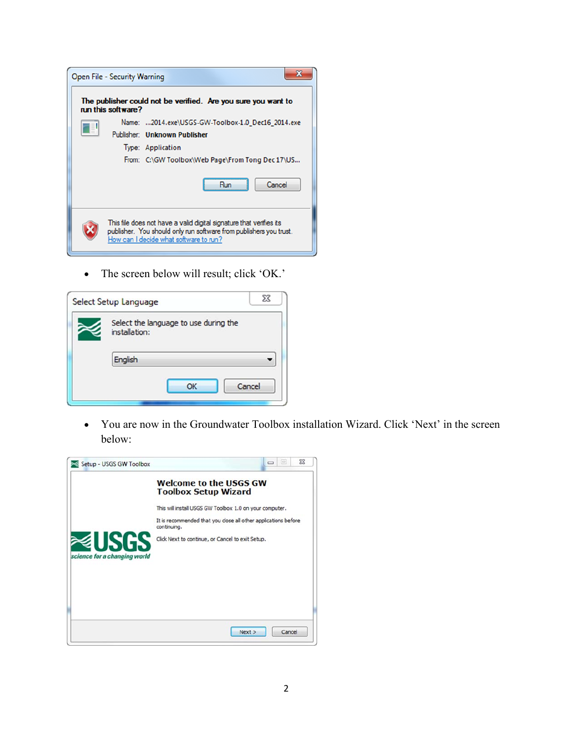- The screen below will result; click 'OK.'

- You are now in the Groundwater Toolbox installation Wizard. Click 'Next' in the screen below: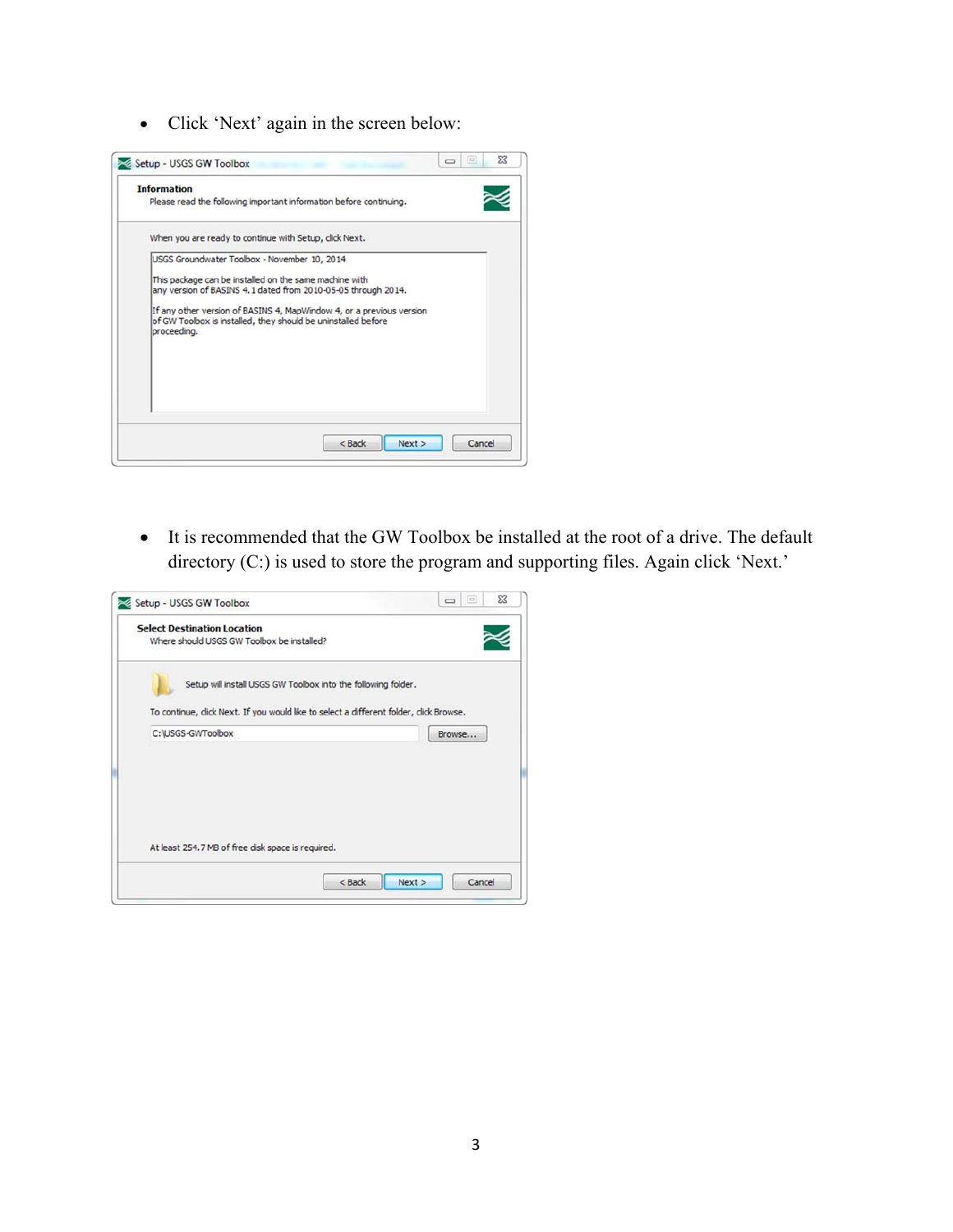- Click 'Next' again in the screen below:

- It is recommended that the GW Toolbox be installed at the root of a drive. The default directory (C:) is used to store the program and supporting files. Again click 'Next.'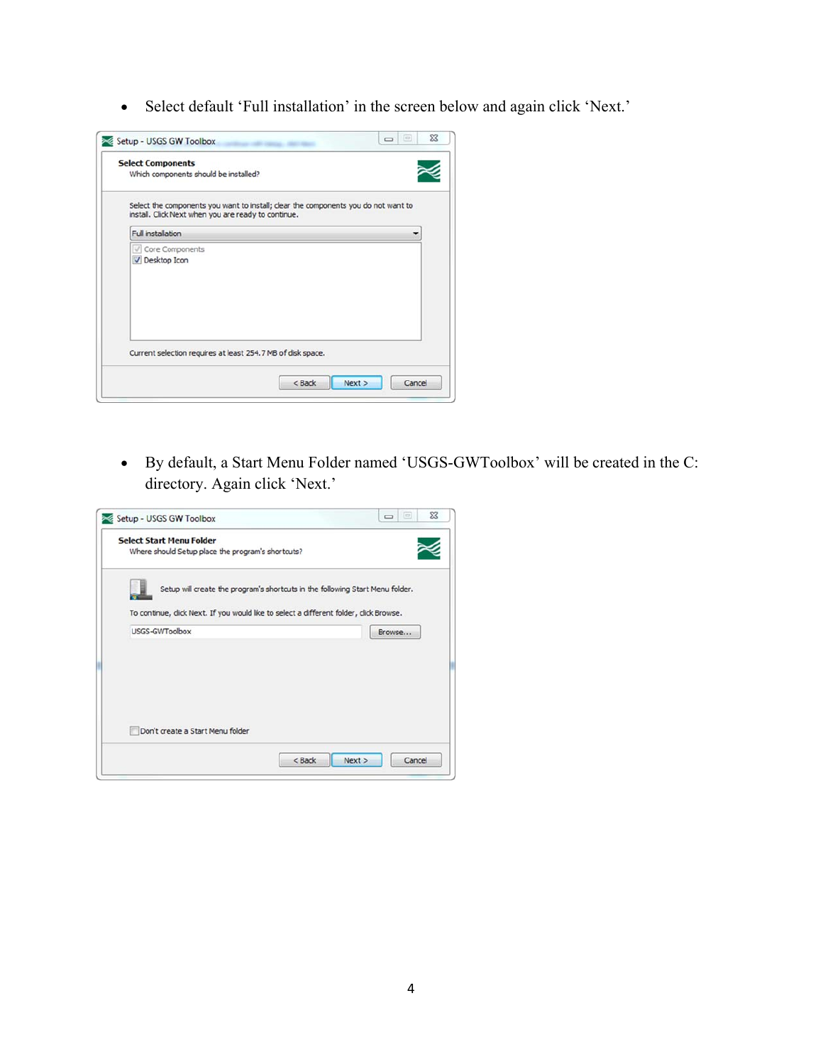- Select default 'Full installation' in the screen below and again click 'Next.'

- By default, a Start Menu Folder named 'USGS-GWToolbox' will be created in the C: directory. Again click 'Next.'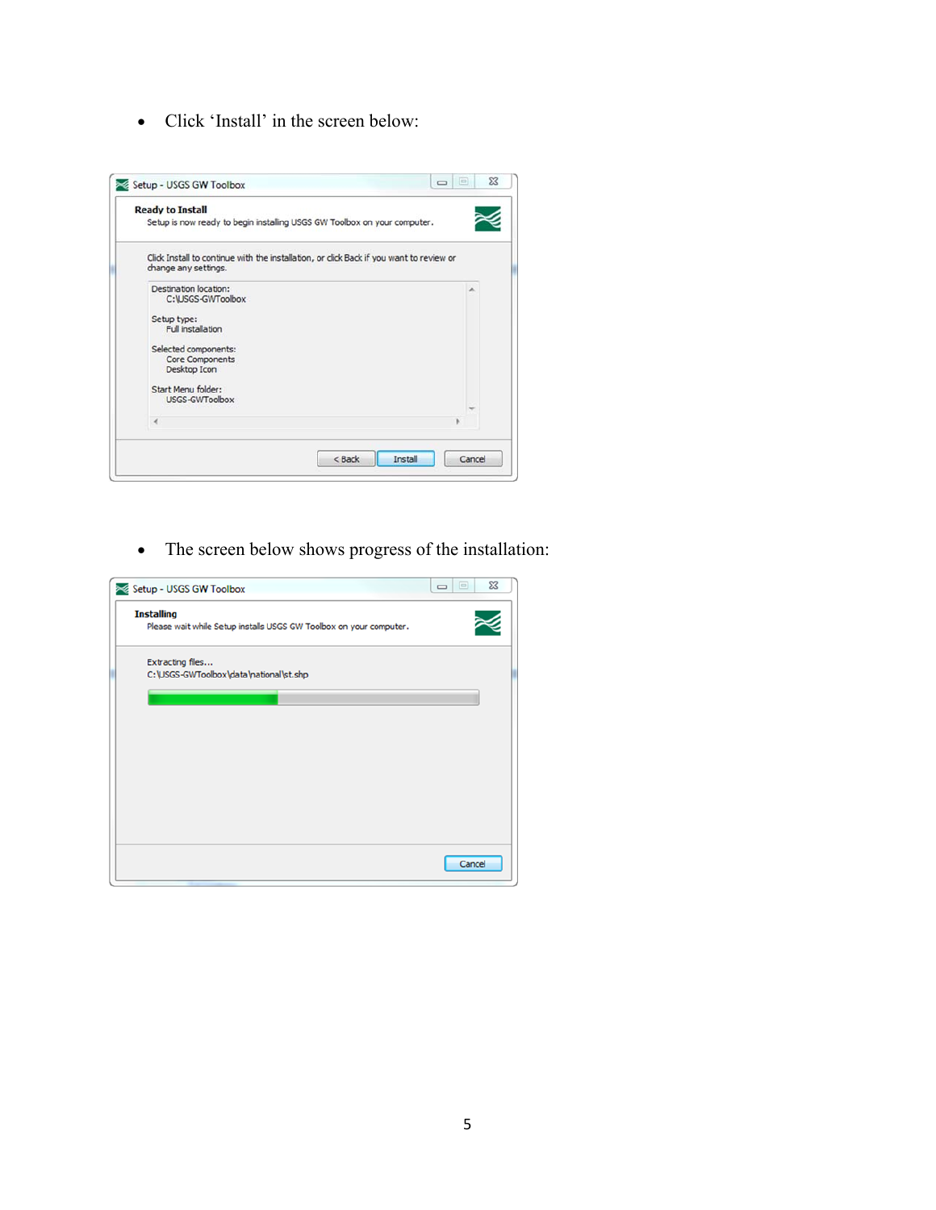- Click 'Install' in the screen below:

- The screen below shows progress of the installation: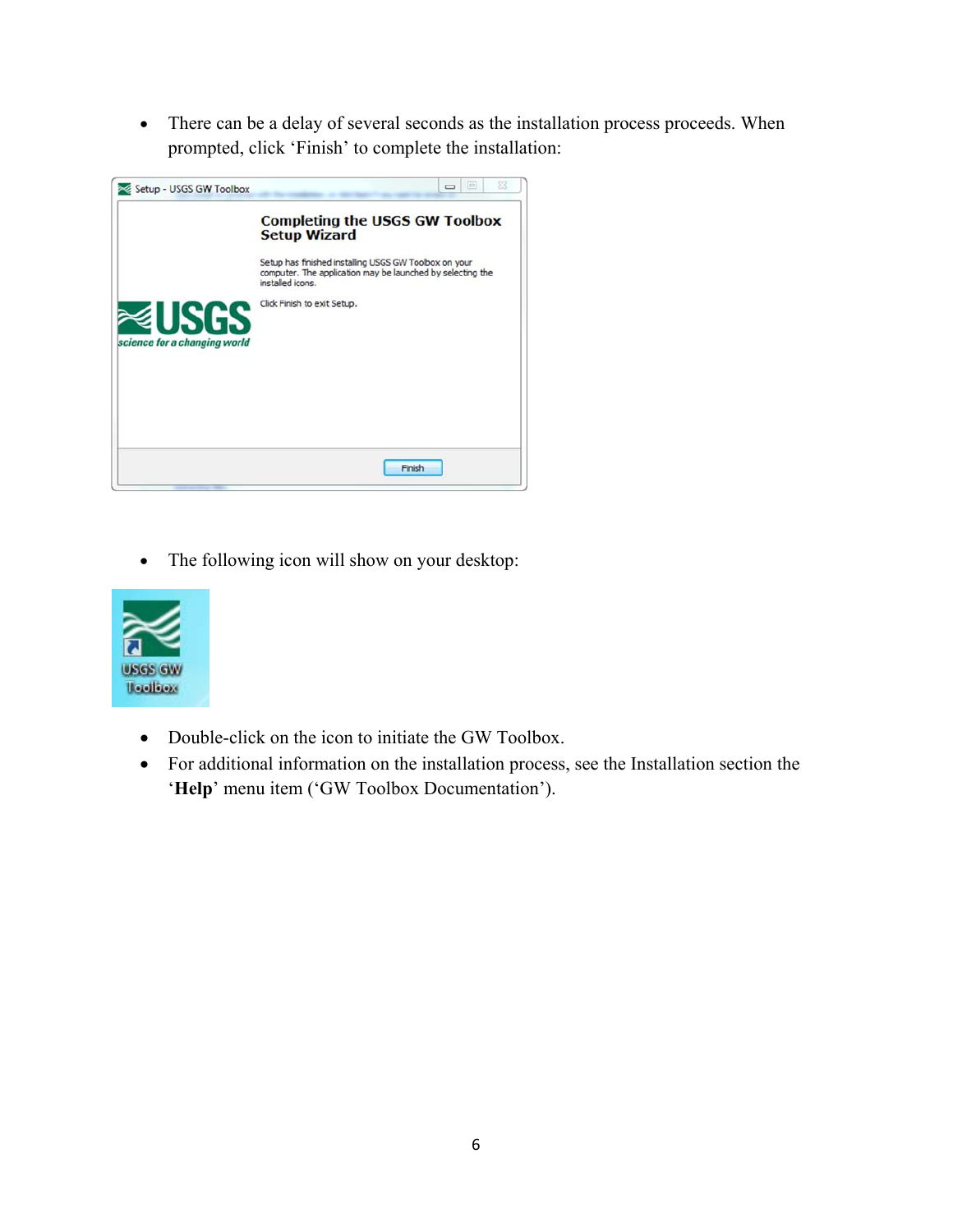- There can be a delay of several seconds as the installation process proceeds. When prompted, click ‘Finish’ to complete the installation:

- The following icon will show on your desktop:

- Double-click on the icon to initiate the GW Toolbox.
- For additional information on the installation process, see the Installation section the ‘**Help**’ menu item (‘GW Toolbox Documentation’).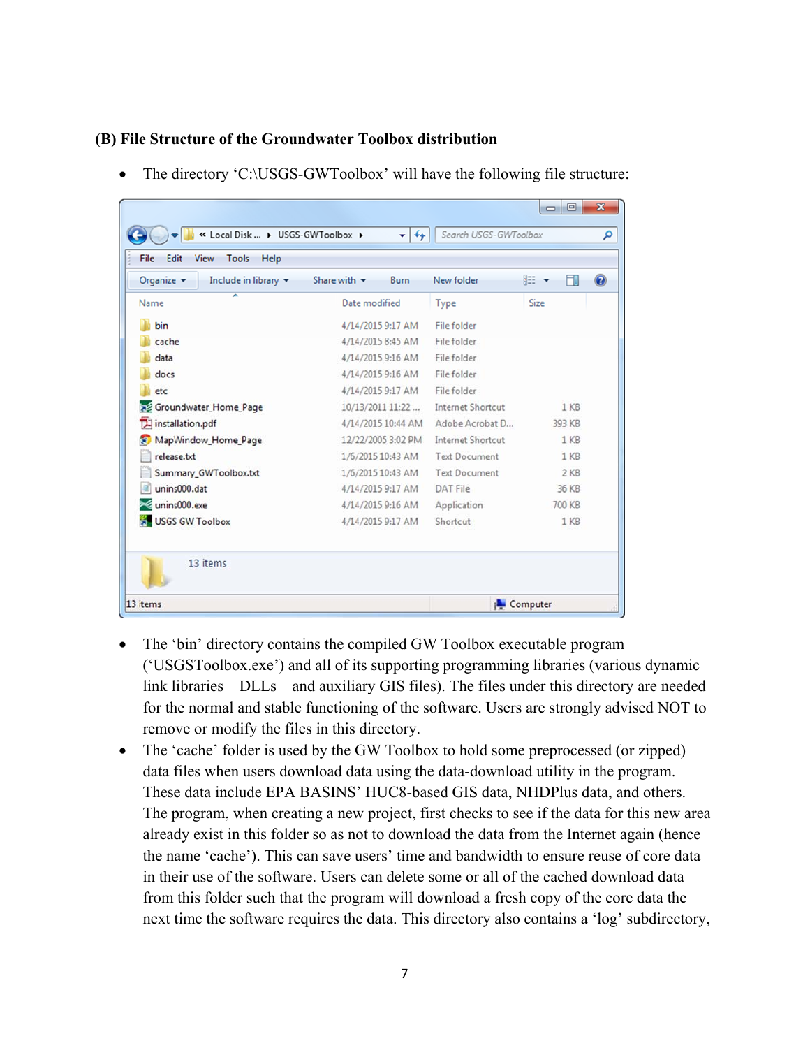**(B) File Structure of the Groundwater Toolbox distribution**

- The directory 'C:\USGS-GWToolbox' will have the following file structure:

| Name | Date modified | Type | Size |
|---|---|---|---|
| bin | 4/14/2015 9:17 AM | File folder | |
| cache | 4/14/2015 8:45 AM | File folder | |
| data | 4/14/2015 9:16 AM | File folder | |
| docs | 4/14/2015 9:16 AM | File folder | |
| etc | 4/14/2015 9:17 AM | File folder | |
| Groundwater_Home_Page | 10/13/2011 11:22 ... | Internet Shortcut | 1 KB |
| installation.pdf | 4/14/2015 10:44 AM | Adobe Acrobat D... | 393 KB |
| MapWindow_Home_Page | 12/22/2005 3:02 PM | Internet Shortcut | 1 KB |
| release.txt | 1/6/2015 10:43 AM | Text Document | 1 KB |
| Summary_GWToolbox.txt | 1/6/2015 10:43 AM | Text Document | 2 KB |
| unins000.dat | 4/14/2015 9:17 AM | DAT File | 36 KB |
| unins000.exe | 4/14/2015 9:16 AM | Application | 700 KB |
| USGS GW Toolbox | 4/14/2015 9:17 AM | Shortcut | 1 KB |

13 items

- The 'bin' directory contains the compiled GW Toolbox executable program ('USGSToolbox.exe') and all of its supporting programming libraries (various dynamic link libraries—DLLs—and auxiliary GIS files). The files under this directory are needed for the normal and stable functioning of the software. Users are strongly advised NOT to remove or modify the files in this directory.
- The 'cache' folder is used by the GW Toolbox to hold some preprocessed (or zipped) data files when users download data using the data-download utility in the program. These data include EPA BASINS' HUC8-based GIS data, NHDPlus data, and others. The program, when creating a new project, first checks to see if the data for this new area already exist in this folder so as not to download the data from the Internet again (hence the name 'cache'). This can save users' time and bandwidth to ensure reuse of core data in their use of the software. Users can delete some or all of the cached download data from this folder such that the program will download a fresh copy of the core data the next time the software requires the data. This directory also contains a 'log' subdirectory,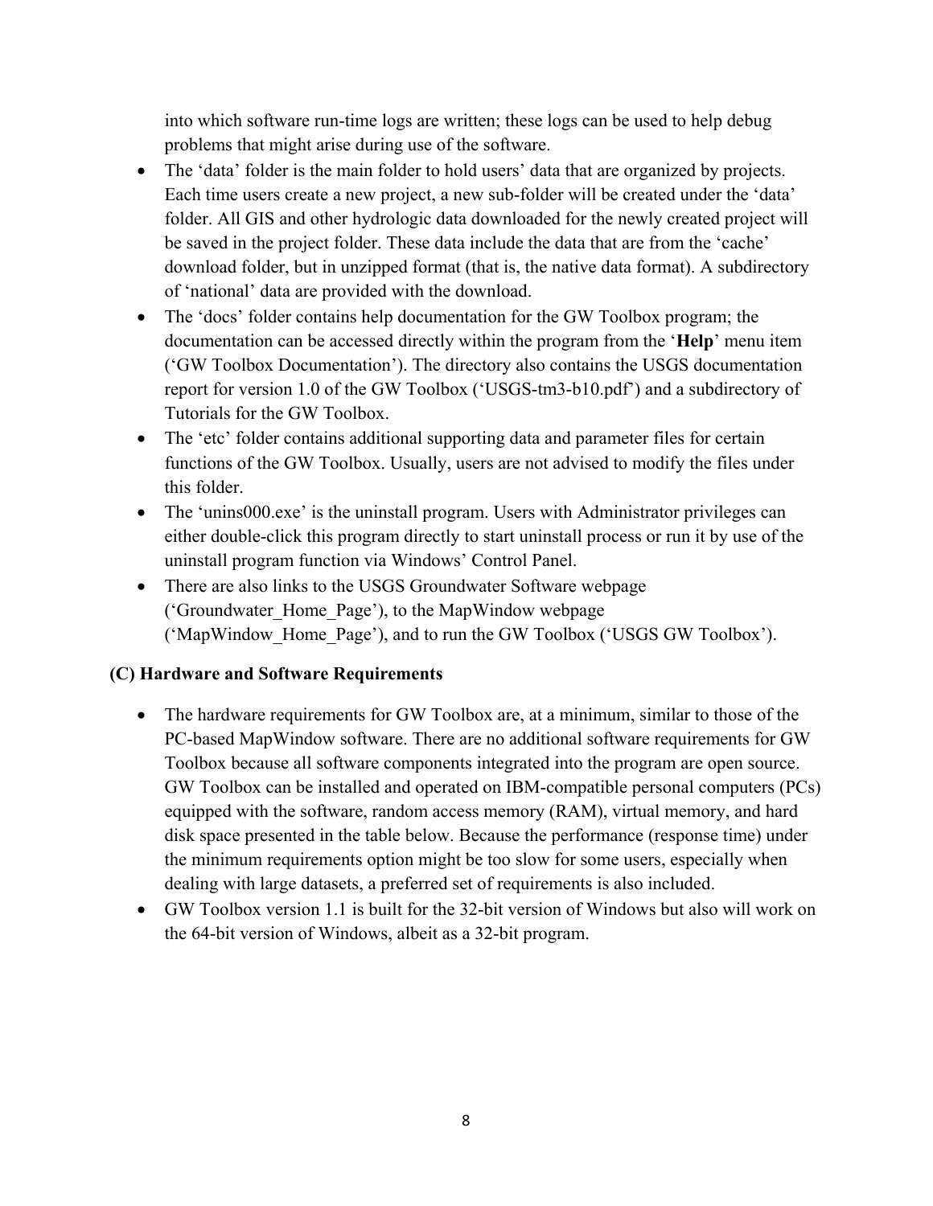into which software run-time logs are written; these logs can be used to help debug problems that might arise during use of the software.

- The 'data' folder is the main folder to hold users' data that are organized by projects. Each time users create a new project, a new sub-folder will be created under the 'data' folder. All GIS and other hydrologic data downloaded for the newly created project will be saved in the project folder. These data include the data that are from the 'cache' download folder, but in unzipped format (that is, the native data format). A subdirectory of 'national' data are provided with the download.
- The 'docs' folder contains help documentation for the GW Toolbox program; the documentation can be accessed directly within the program from the '**Help**' menu item ('GW Toolbox Documentation'). The directory also contains the USGS documentation report for version 1.0 of the GW Toolbox ('USGS-tm3-b10.pdf') and a subdirectory of Tutorials for the GW Toolbox.
- The 'etc' folder contains additional supporting data and parameter files for certain functions of the GW Toolbox. Usually, users are not advised to modify the files under this folder.
- The 'unins000.exe' is the uninstall program. Users with Administrator privileges can either double-click this program directly to start uninstall process or run it by use of the uninstall program function via Windows' Control Panel.
- There are also links to the USGS Groundwater Software webpage ('Groundwater_Home_Page'), to the MapWindow webpage ('MapWindow_Home_Page'), and to run the GW Toolbox ('USGS GW Toolbox').

**(C) Hardware and Software Requirements**

- The hardware requirements for GW Toolbox are, at a minimum, similar to those of the PC-based MapWindow software. There are no additional software requirements for GW Toolbox because all software components integrated into the program are open source. GW Toolbox can be installed and operated on IBM-compatible personal computers (PCs) equipped with the software, random access memory (RAM), virtual memory, and hard disk space presented in the table below. Because the performance (response time) under the minimum requirements option might be too slow for some users, especially when dealing with large datasets, a preferred set of requirements is also included.
- GW Toolbox version 1.1 is built for the 32-bit version of Windows but also will work on the 64-bit version of Windows, albeit as a 32-bit program.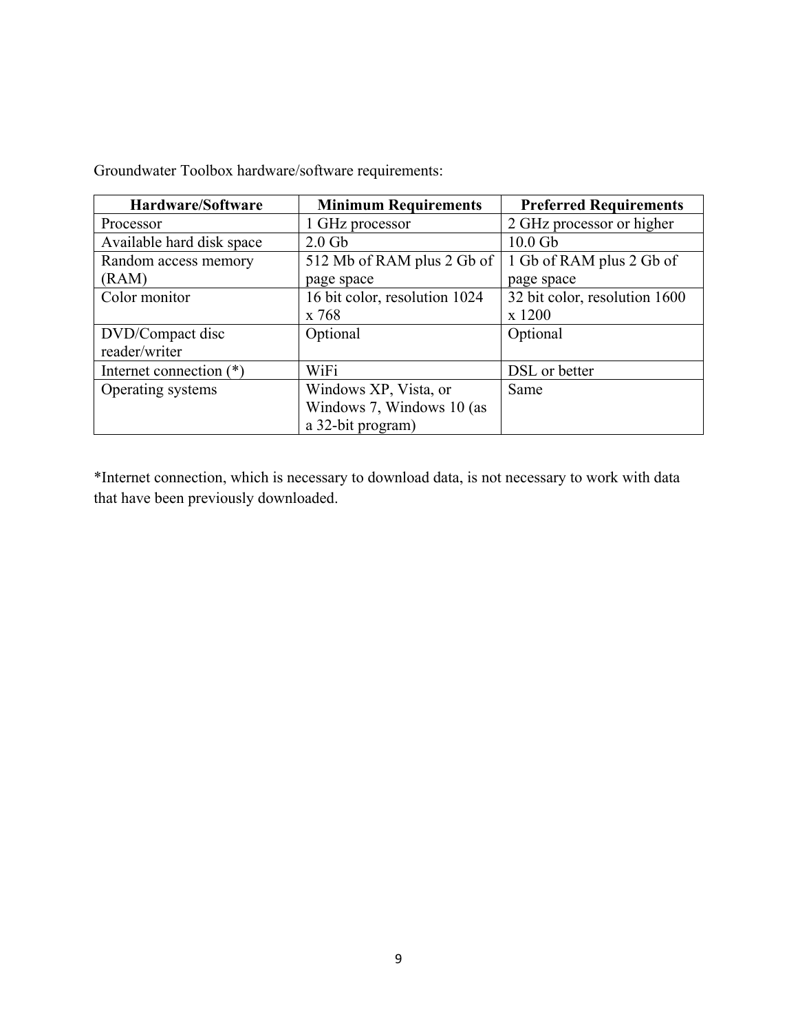Groundwater Toolbox hardware/software requirements:

| Hardware/Software | Minimum Requirements | Preferred Requirements |
|---|---|---|
| Processor | 1 GHz processor | 2 GHz processor or higher |
| Available hard disk space | 2.0 Gb | 10.0 Gb |
| Random access memory (RAM) | 512 Mb of RAM plus 2 Gb of page space | 1 Gb of RAM plus 2 Gb of page space |
| Color monitor | 16 bit color, resolution 1024 x 768 | 32 bit color, resolution 1600 x 1200 |
| DVD/Compact disc reader/writer | Optional | Optional |
| Internet connection (*) | WiFi | DSL or better |
| Operating systems | Windows XP, Vista, or Windows 7, Windows 10 (as a 32-bit program) | Same |

*Internet connection, which is necessary to download data, is not necessary to work with data that have been previously downloaded.